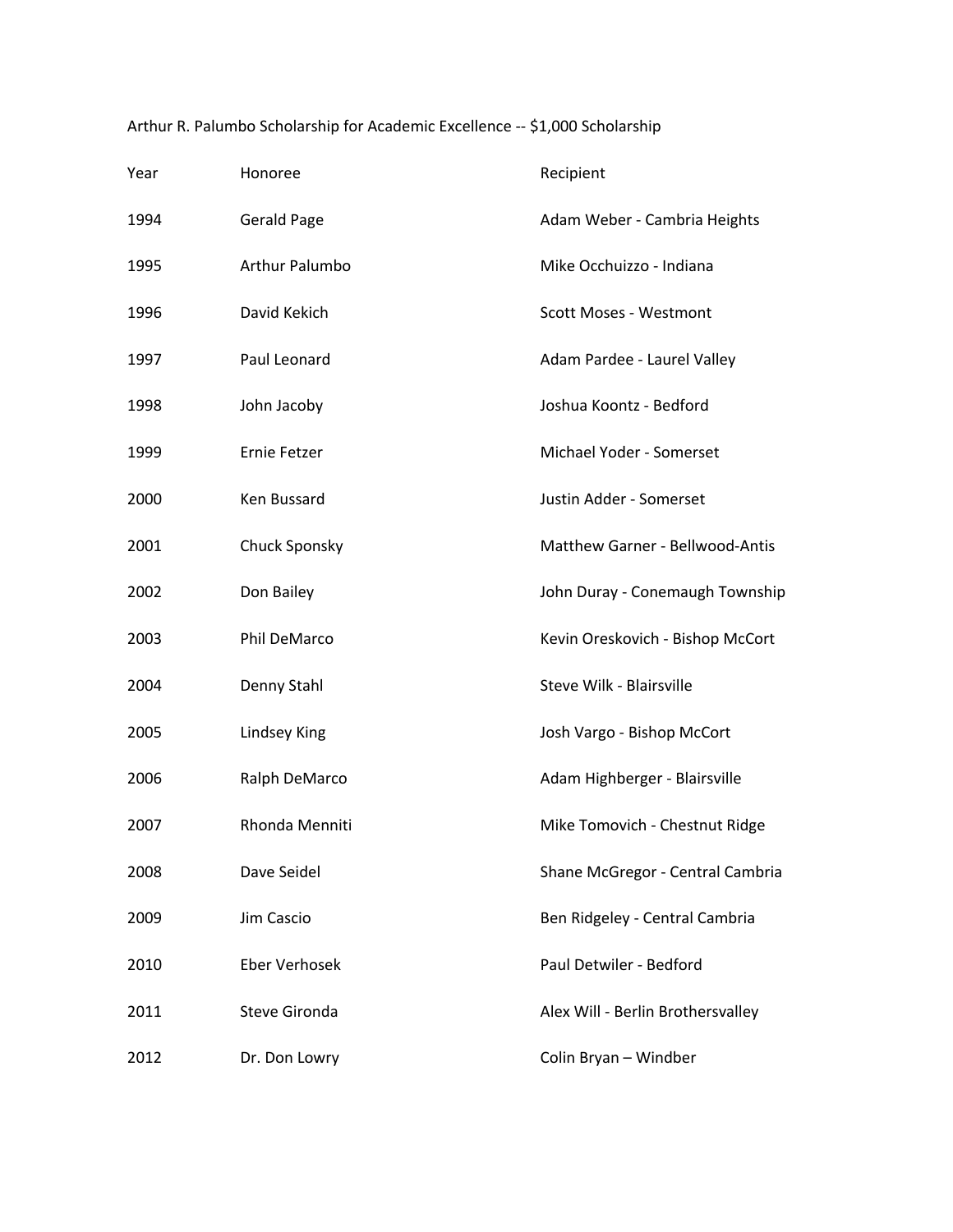Arthur R. Palumbo Scholarship for Academic Excellence -- $1,000 Scholarship

| Year | Honoree | Recipient |
| --- | --- | --- |
| 1994 | Gerald Page | Adam Weber - Cambria Heights |
| 1995 | Arthur Palumbo | Mike Occhuizzo - Indiana |
| 1996 | David Kekich | Scott Moses - Westmont |
| 1997 | Paul Leonard | Adam Pardee - Laurel Valley |
| 1998 | John Jacoby | Joshua Koontz - Bedford |
| 1999 | Ernie Fetzer | Michael Yoder - Somerset |
| 2000 | Ken Bussard | Justin Adder - Somerset |
| 2001 | Chuck Sponsky | Matthew Garner - Bellwood-Antis |
| 2002 | Don Bailey | John Duray - Conemaugh Township |
| 2003 | Phil DeMarco | Kevin Oreskovich - Bishop McCort |
| 2004 | Denny Stahl | Steve Wilk - Blairsville |
| 2005 | Lindsey King | Josh Vargo - Bishop McCort |
| 2006 | Ralph DeMarco | Adam Highberger - Blairsville |
| 2007 | Rhonda Menniti | Mike Tomovich - Chestnut Ridge |
| 2008 | Dave Seidel | Shane McGregor - Central Cambria |
| 2009 | Jim Cascio | Ben Ridgeley - Central Cambria |
| 2010 | Eber Verhosek | Paul Detwiler - Bedford |
| 2011 | Steve Gironda | Alex Will - Berlin Brothersvalley |
| 2012 | Dr. Don Lowry | Colin Bryan – Windber |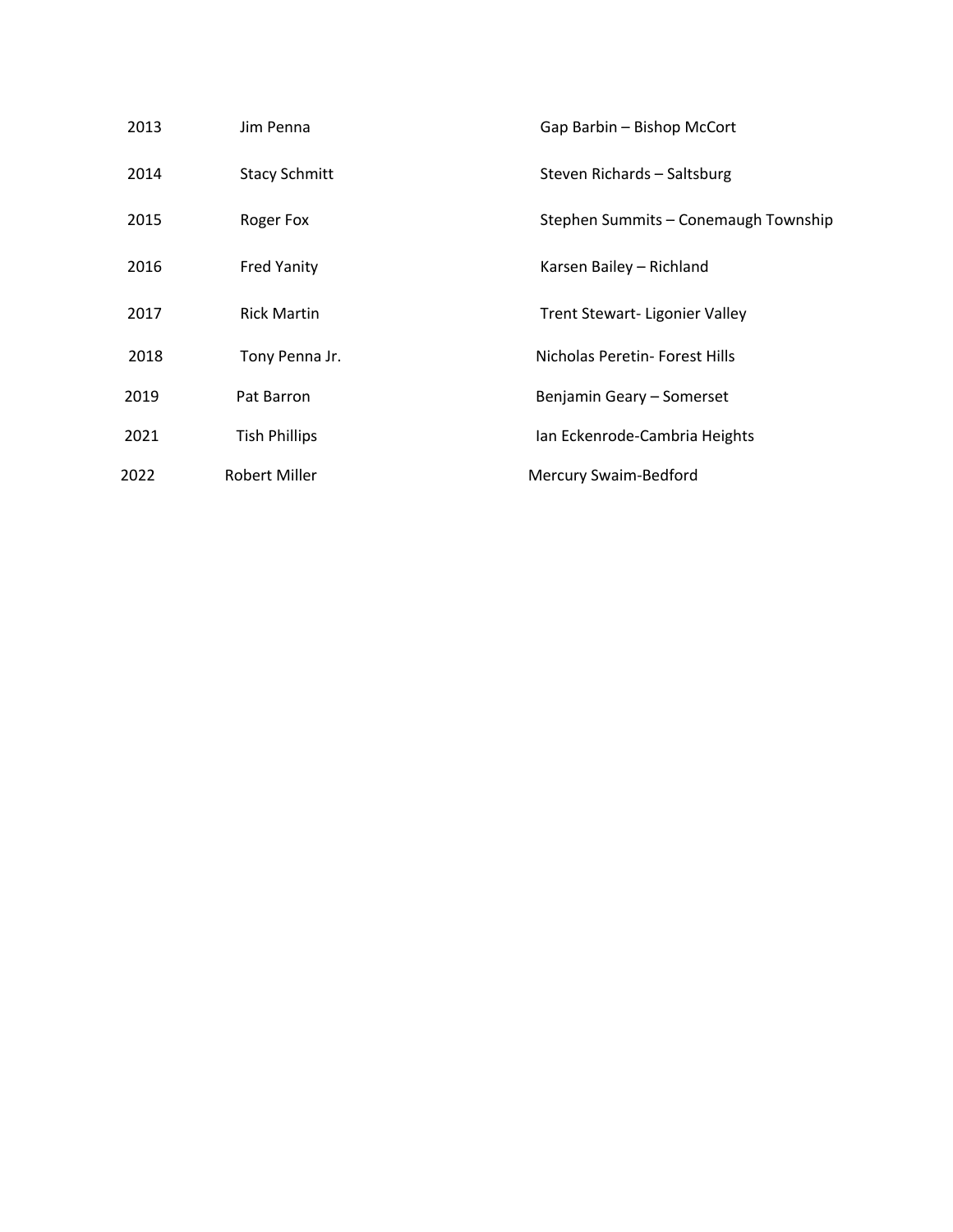| | | |
|---|---|---|
| 2013 | Jim Penna | Gap Barbin – Bishop McCort |
| 2014 | Stacy Schmitt | Steven Richards – Saltsburg |
| 2015 | Roger Fox | Stephen Summits – Conemaugh Township |
| 2016 | Fred Yanity | Karsen Bailey – Richland |
| 2017 | Rick Martin | Trent Stewart- Ligonier Valley |
| 2018 | Tony Penna Jr. | Nicholas Peretin- Forest Hills |
| 2019 | Pat Barron | Benjamin Geary – Somerset |
| 2021 | Tish Phillips | Ian Eckenrode-Cambria Heights |
| 2022 | Robert Miller | Mercury Swaim-Bedford |